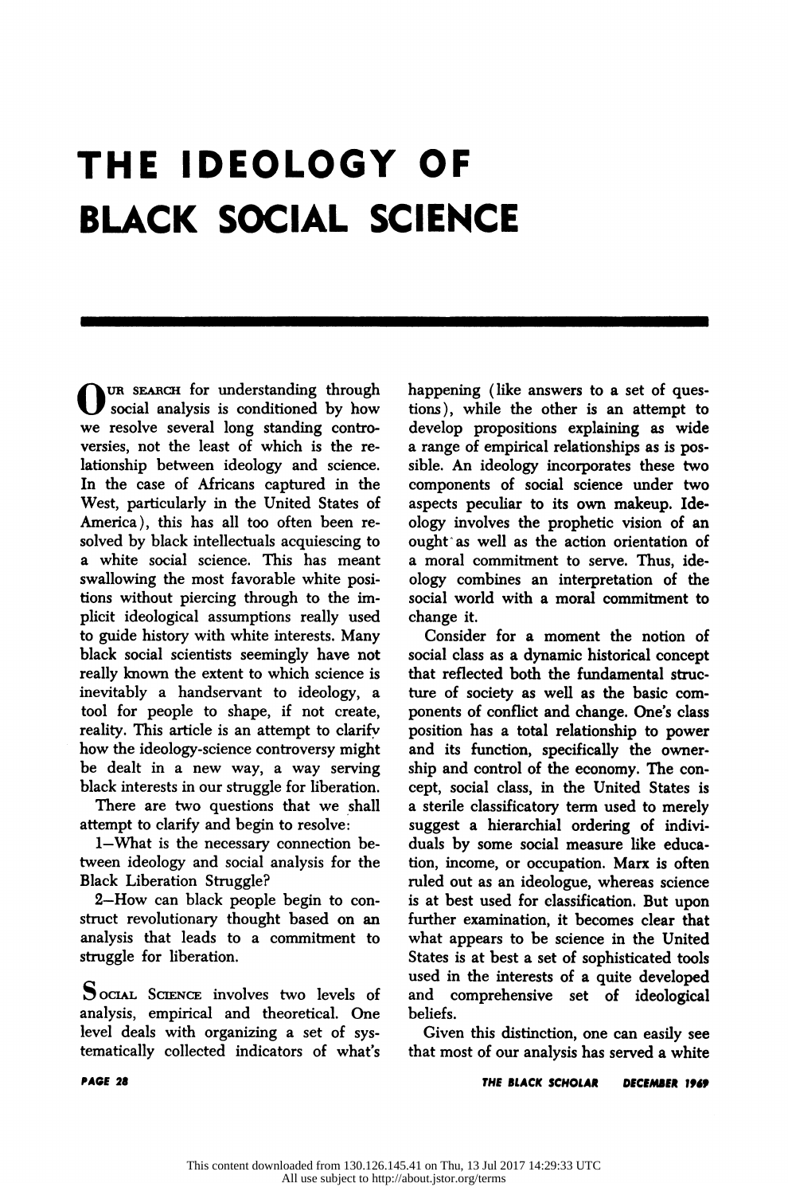# THE IDEOLOGY OF BLACK SOCIAL SCIENCE

OUR SEARCH for understanding through social analysis is conditioned by how we resolve several long standing controversies, not the least of which is the relationship between ideology and science. In the case of Africans captured in the West, particularly in the United States of America), this has all too often been resolved by black intellectuals acquiescing to a white social science. This has meant swallowing the most favorable white positions without piercing through to the implicit ideological assumptions really used to guide history with white interests. Many black social scientists seemingly have not really known the extent to which science is inevitably a handservant to ideology, a tool for people to shape, if not create, reality. This article is an attempt to clarify how the ideology-science controversy might be dealt in a new way, a way serving black interests in our struggle for liberation.

There are two questions that we shall attempt to clarify and begin to resolve:

1—What is the necessary connection between ideology and social analysis for the Black Liberation Struggle?

2—How can black people begin to construct revolutionary thought based on an analysis that leads to a commitment to struggle for liberation.

SOCIAL SCIENCE involves two levels of analysis, empirical and theoretical. One level deals with organizing a set of systematically collected indicators of what's happening (like answers to a set of questions), while the other is an attempt to develop propositions explaining as wide a range of empirical relationships as is possible. An ideology incorporates these two components of social science under two aspects peculiar to its own makeup. Ideology involves the prophetic vision of an ought as well as the action orientation of a moral commitment to serve. Thus, ideology combines an interpretation of the social world with a moral commitment to change it.

Consider for a moment the notion of social class as a dynamic historical concept that reflected both the fundamental structure of society as well as the basic components of conflict and change. One's class position has a total relationship to power and its function, specifically the ownership and control of the economy. The concept, social class, in the United States is a sterile classificatory term used to merely suggest a hierarchial ordering of individuals by some social measure like education, income, or occupation. Marx is often ruled out as an ideologue, whereas science is at best used for classification. But upon further examination, it becomes clear that what appears to be science in the United States is at best a set of sophisticated tools used in the interests of a quite developed and comprehensive set of ideological beliefs.

Given this distinction, one can easily see that most of our analysis has served a white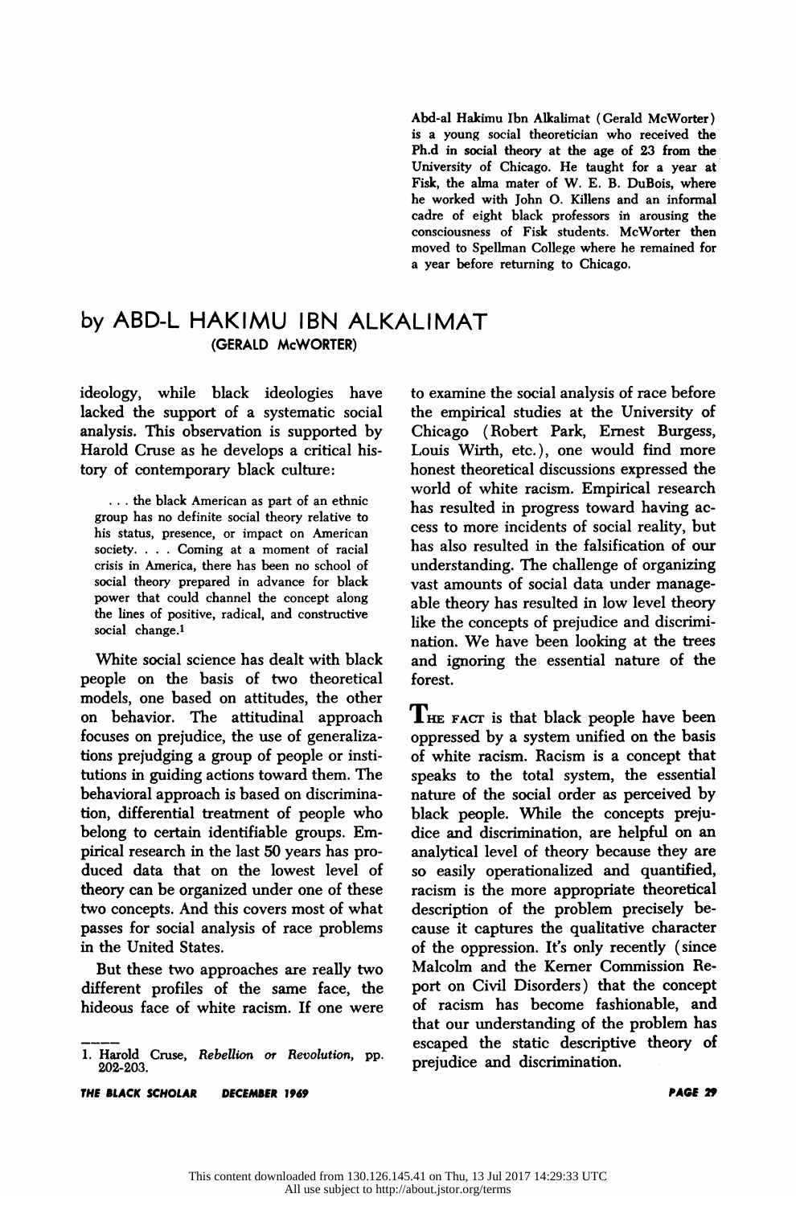Abd-al Hakimu Ibn Alkalimat (Gerald McWorter) is a young social theoretician who received the Ph.d in social theory at the age of 23 from the University of Chicago. He taught for a year at Fisk, the alma mater of W. E. B. DuBois, where he worked with John O. Killens and an informal cadre of eight black professors in arousing the consciousness of Fisk students. McWorter then moved to Spellman College where he remained for a year before returning to Chicago.

by ABD-L HAKIMU IBN ALKALIMAT
(GERALD McWORTER)

ideology, while black ideologies have lacked the support of a systematic social analysis. This observation is supported by Harold Cruse as he develops a critical history of contemporary black culture:

> . . . the black American as part of an ethnic group has no definite social theory relative to his status, presence, or impact on American society. . . . Coming at a moment of racial crisis in America, there has been no school of social theory prepared in advance for black power that could channel the concept along the lines of positive, radical, and constructive social change.[1]

White social science has dealt with black people on the basis of two theoretical models, one based on attitudes, the other on behavior. The attitudinal approach focuses on prejudice, the use of generalizations prejudging a group of people or institutions in guiding actions toward them. The behavioral approach is based on discrimination, differential treatment of people who belong to certain identifiable groups. Empirical research in the last 50 years has produced data that on the lowest level of theory can be organized under one of these two concepts. And this covers most of what passes for social analysis of race problems in the United States.

But these two approaches are really two different profiles of the same face, the hideous face of white racism. If one were to examine the social analysis of race before the empirical studies at the University of Chicago (Robert Park, Ernest Burgess, Louis Wirth, etc.), one would find more honest theoretical discussions expressed the world of white racism. Empirical research has resulted in progress toward having access to more incidents of social reality, but has also resulted in the falsification of our understanding. The challenge of organizing vast amounts of social data under manageable theory has resulted in low level theory like the concepts of prejudice and discrimination. We have been looking at the trees and ignoring the essential nature of the forest.

THE FACT is that black people have been oppressed by a system unified on the basis of white racism. Racism is a concept that speaks to the total system, the essential nature of the social order as perceived by black people. While the concepts prejudice and discrimination, are helpful on an analytical level of theory because they are so easily operationalized and quantified, racism is the more appropriate theoretical description of the problem precisely because it captures the qualitative character of the oppression. It's only recently (since Malcolm and the Kerner Commission Report on Civil Disorders) that the concept of racism has become fashionable, and that our understanding of the problem has escaped the static descriptive theory of prejudice and discrimination.

1. Harold Cruse, *Rebellion or Revolution*, pp. 202-203.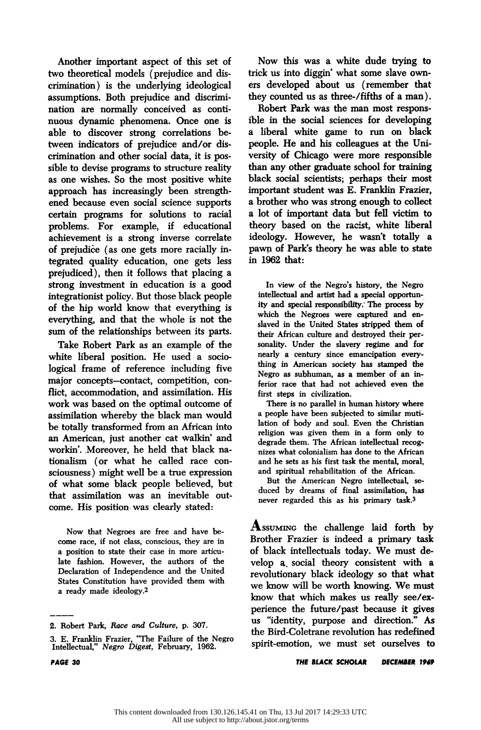Another important aspect of this set of two theoretical models (prejudice and discrimination) is the underlying ideological assumptions. Both prejudice and discrimination are normally conceived as continuous dynamic phenomena. Once one is able to discover strong correlations between indicators of prejudice and/or discrimination and other social data, it is possible to devise programs to structure reality as one wishes. So the most positive white approach has increasingly been strengthened because even social science supports certain programs for solutions to racial problems. For example, if educational achievement is a strong inverse correlate of prejudice (as one gets more racially integrated quality education, one gets less prejudiced), then it follows that placing a strong investment in education is a good integrationist policy. But those black people of the hip world know that everything is everything, and that the whole is not the sum of the relationships between its parts.

Take Robert Park as an example of the white liberal position. He used a sociological frame of reference including five major concepts—contact, competition, conflict, accommodation, and assimilation. His work was based on the optimal outcome of assimilation whereby the black man would be totally transformed from an African into an American, just another cat walkin' and workin'. Moreover, he held that black nationalism (or what he called race consciousness) might well be a true expression of what some black people believed, but that assimilation was an inevitable outcome. His position was clearly stated:

> Now that Negroes are free and have become race, if not class, conscious, they are in a position to state their case in more articulate fashion. However, the authors of the Declaration of Independence and the United States Constitution have provided them with a ready made ideology.[2]

Now this was a white dude trying to trick us into diggin' what some slave owners developed about us (remember that they counted us as three-/fifths of a man).

Robert Park was the man most responsible in the social sciences for developing a liberal white game to run on black people. He and his colleagues at the University of Chicago were more responsible than any other graduate school for training black social scientists; perhaps their most important student was E. Franklin Frazier, a brother who was strong enough to collect a lot of important data but fell victim to theory based on the racist, white liberal ideology. However, he wasn't totally a pawn of Park's theory he was able to state in 1962 that:

> In view of the Negro's history, the Negro intellectual and artist had a special opportunity and special responsibility. The process by which the Negroes were captured and enslaved in the United States stripped them of their African culture and destroyed their personality. Under the slavery regime and for nearly a century since emancipation everything in American society has stamped the Negro as subhuman, as a member of an inferior race that had not achieved even the first steps in civilization.
>
> There is no parallel in human history where a people have been subjected to similar mutilation of body and soul. Even the Christian religion was given them in a form only to degrade them. The African intellectual recognizes what colonialism has done to the African and he sets as his first task the mental, moral, and spiritual rehabilitation of the African.
>
> But the American Negro intellectual, seduced by dreams of final assimilation, has never regarded this as his primary task.[3]

Assuming the challenge laid forth by Brother Frazier is indeed a primary task of black intellectuals today. We must develop a social theory consistent with a revolutionary black ideology so that what we know will be worth knowing. We must know that which makes us really see/experience the future/past because it gives us "identity, purpose and direction." As the Bird-Coletrane revolution has redefined spirit-emotion, we must set ourselves to

---

2. Robert Park, *Race and Culture*, p. 307.

3. E. Franklin Frazier, "The Failure of the Negro Intellectual," *Negro Digest*, February, 1962.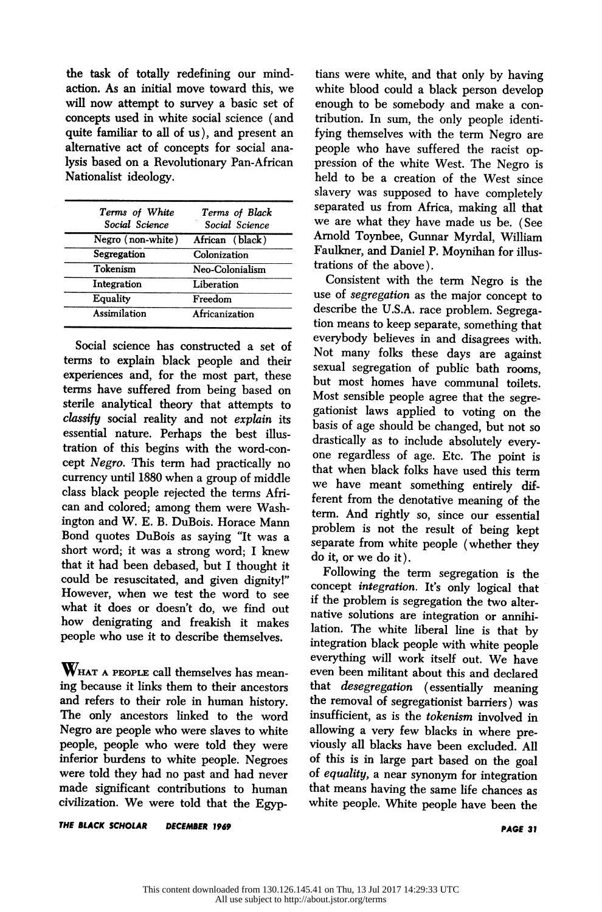the task of totally redefining our mind-action. As an initial move toward this, we will now attempt to survey a basic set of concepts used in white social science (and quite familiar to all of us), and present an alternative act of concepts for social analysis based on a Revolutionary Pan-African Nationalist ideology.

| *Terms of White Social Science* | *Terms of Black Social Science* |
|---|---|
| Negro (non-white) | African (black) |
| Segregation | Colonization |
| Tokenism | Neo-Colonialism |
| Integration | Liberation |
| Equality | Freedom |
| Assimilation | Africanization |

Social science has constructed a set of terms to explain black people and their experiences and, for the most part, these terms have suffered from being based on sterile analytical theory that attempts to *classify* social reality and not *explain* its essential nature. Perhaps the best illustration of this begins with the word-concept *Negro*. This term had practically no currency until 1880 when a group of middle class black people rejected the terms African and colored; among them were Washington and W. E. B. DuBois. Horace Mann Bond quotes DuBois as saying "It was a short word; it was a strong word; I knew that it had been debased, but I thought it could be resuscitated, and given dignity!" However, when we test the word to see what it does or doesn't do, we find out how denigrating and freakish it makes people who use it to describe themselves.

WHAT A PEOPLE call themselves has meaning because it links them to their ancestors and refers to their role in human history. The only ancestors linked to the word Negro are people who were slaves to white people, people who were told they were inferior burdens to white people. Negroes were told they had no past and had never made significant contributions to human civilization. We were told that the Egyptians were white, and that only by having white blood could a black person develop enough to be somebody and make a contribution. In sum, the only people identifying themselves with the term Negro are people who have suffered the racist oppression of the white West. The Negro is held to be a creation of the West since slavery was supposed to have completely separated us from Africa, making all that we are what they have made us be. (See Arnold Toynbee, Gunnar Myrdal, William Faulkner, and Daniel P. Moynihan for illustrations of the above).

Consistent with the term Negro is the use of *segregation* as the major concept to describe the U.S.A. race problem. Segregation means to keep separate, something that everybody believes in and disagrees with. Not many folks these days are against sexual segregation of public bath rooms, but most homes have communal toilets. Most sensible people agree that the segregationist laws applied to voting on the basis of age should be changed, but not so drastically as to include absolutely everyone regardless of age. Etc. The point is that when black folks have used this term we have meant something entirely different from the denotative meaning of the term. And rightly so, since our essential problem is not the result of being kept separate from white people (whether they do it, or we do it).

Following the term segregation is the concept *integration*. It's only logical that if the problem is segregation the two alternative solutions are integration or annihilation. The white liberal line is that by integration black people with white people everything will work itself out. We have even been militant about this and declared that *desegregation* (essentially meaning the removal of segregationist barriers) was insufficient, as is the *tokenism* involved in allowing a very few blacks in where previously all blacks have been excluded. All of this is in large part based on the goal of *equality*, a near synonym for integration that means having the same life chances as white people. White people have been the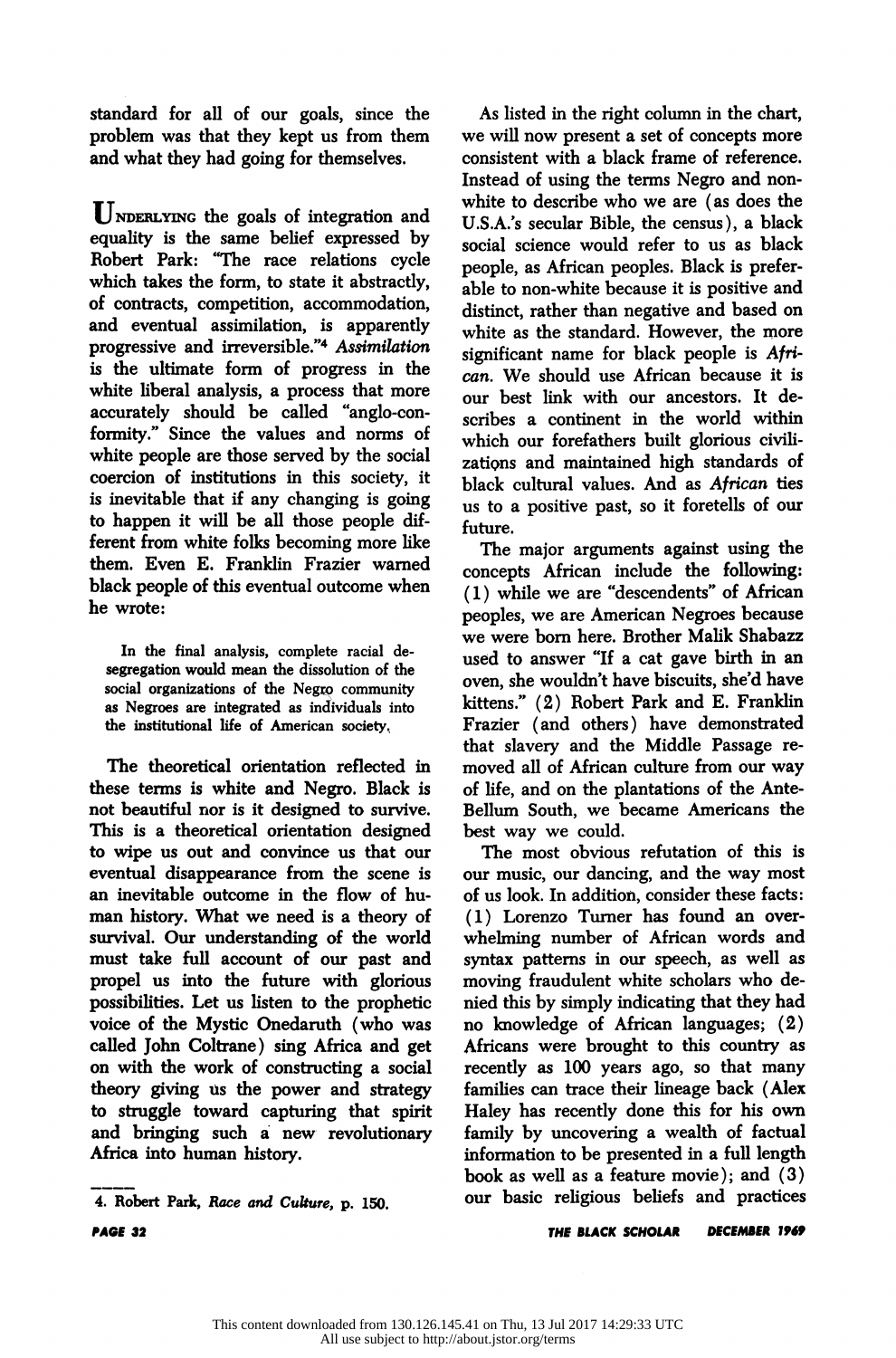standard for all of our goals, since the problem was that they kept us from them and what they had going for themselves.

UNDERLYING the goals of integration and equality is the same belief expressed by Robert Park: "The race relations cycle which takes the form, to state it abstractly, of contracts, competition, accommodation, and eventual assimilation, is apparently progressive and irreversible."[4] *Assimilation* is the ultimate form of progress in the white liberal analysis, a process that more accurately should be called "anglo-conformity." Since the values and norms of white people are those served by the social coercion of institutions in this society, it is inevitable that if any changing is going to happen it will be all those people different from white folks becoming more like them. Even E. Franklin Frazier warned black people of this eventual outcome when he wrote:

> In the final analysis, complete racial desegregation would mean the dissolution of the social organizations of the Negro community as Negroes are integrated as individuals into the institutional life of American society.

The theoretical orientation reflected in these terms is white and Negro. Black is not beautiful nor is it designed to survive. This is a theoretical orientation designed to wipe us out and convince us that our eventual disappearance from the scene is an inevitable outcome in the flow of human history. What we need is a theory of survival. Our understanding of the world must take full account of our past and propel us into the future with glorious possibilities. Let us listen to the prophetic voice of the Mystic Onedaruth (who was called John Coltrane) sing Africa and get on with the work of constructing a social theory giving us the power and strategy to struggle toward capturing that spirit and bringing such a new revolutionary Africa into human history.

As listed in the right column in the chart, we will now present a set of concepts more consistent with a black frame of reference. Instead of using the terms Negro and non-white to describe who we are (as does the U.S.A.'s secular Bible, the census), a black social science would refer to us as black people, as African peoples. Black is preferable to non-white because it is positive and distinct, rather than negative and based on white as the standard. However, the more significant name for black people is *African*. We should use African because it is our best link with our ancestors. It describes a continent in the world within which our forefathers built glorious civilizations and maintained high standards of black cultural values. And as *African* ties us to a positive past, so it foretells of our future.

The major arguments against using the concepts African include the following: (1) while we are "descendents" of African peoples, we are American Negroes because we were born here. Brother Malik Shabazz used to answer "If a cat gave birth in an oven, she wouldn't have biscuits, she'd have kittens." (2) Robert Park and E. Franklin Frazier (and others) have demonstrated that slavery and the Middle Passage removed all of African culture from our way of life, and on the plantations of the Ante-Bellum South, we became Americans the best way we could.

The most obvious refutation of this is our music, our dancing, and the way most of us look. In addition, consider these facts: (1) Lorenzo Turner has found an overwhelming number of African words and syntax patterns in our speech, as well as moving fraudulent white scholars who denied this by simply indicating that they had no knowledge of African languages; (2) Africans were brought to this country as recently as 100 years ago, so that many families can trace their lineage back (Alex Haley has recently done this for his own family by uncovering a wealth of factual information to be presented in a full length book as well as a feature movie); and (3) our basic religious beliefs and practices

---

4. Robert Park, *Race and Culture*, p. 150.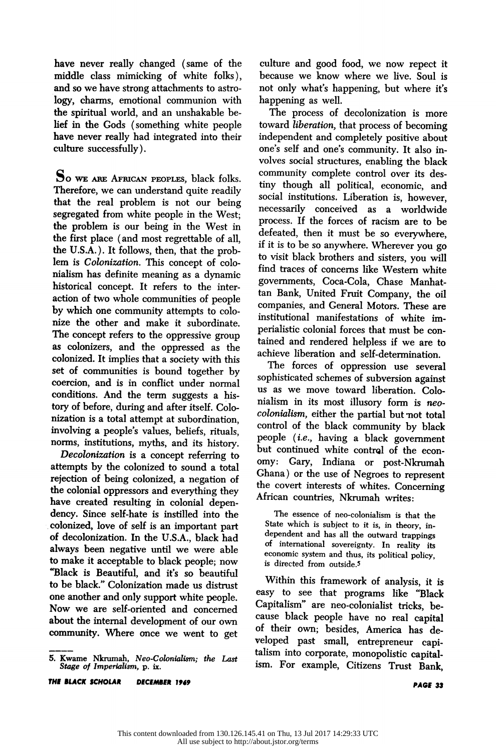have never really changed (same of the middle class mimicking of white folks), and so we have strong attachments to astrology, charms, emotional communion with the spiritual world, and an unshakable belief in the Gods (something white people have never really had integrated into their culture successfully).

So we are African peoples, black folks. Therefore, we can understand quite readily that the real problem is not our being segregated from white people in the West; the problem is our being in the West in the first place (and most regrettable of all, the U.S.A.). It follows, then, that the problem is *Colonization*. This concept of colonialism has definite meaning as a dynamic historical concept. It refers to the interaction of two whole communities of people by which one community attempts to colonize the other and make it subordinate. The concept refers to the oppressive group as colonizers, and the oppressed as the colonized. It implies that a society with this set of communities is bound together by coercion, and is in conflict under normal conditions. And the term suggests a history of before, during and after itself. Colonization is a total attempt at subordination, involving a people's values, beliefs, rituals, norms, institutions, myths, and its history.

*Decolonization* is a concept referring to attempts by the colonized to sound a total rejection of being colonized, a negation of the colonial oppressors and everything they have created resulting in colonial dependency. Since self-hate is instilled into the colonized, love of self is an important part of decolonization. In the U.S.A., black had always been negative until we were able to make it acceptable to black people; now "Black is Beautiful, and it's so beautiful to be black." Colonization made us distrust one another and only support white people. Now we are self-oriented and concerned about the internal development of our own community. Where once we went to get culture and good food, we now repect it because we know where we live. Soul is not only what's happening, but where it's happening as well.

The process of decolonization is more toward *liberation*, that process of becoming independent and completely positive about one's self and one's community. It also involves social structures, enabling the black community complete control over its destiny though all political, economic, and social institutions. Liberation is, however, necessarily conceived as a worldwide process. If the forces of racism are to be defeated, then it must be so everywhere, if it is to be so anywhere. Wherever you go to visit black brothers and sisters, you will find traces of concerns like Western white governments, Coca-Cola, Chase Manhattan Bank, United Fruit Company, the oil companies, and General Motors. These are institutional manifestations of white imperialistic colonial forces that must be contained and rendered helpless if we are to achieve liberation and self-determination.

The forces of oppression use several sophisticated schemes of subversion against us as we move toward liberation. Colonialism in its most illusory form is *neo-colonialism*, either the partial but not total control of the black community by black people (*i.e.*, having a black government but continued white control of the economy: Gary, Indiana or post-Nkrumah Ghana) or the use of Negroes to represent the covert interests of whites. Concerning African countries, Nkrumah writes:

> The essence of neo-colonialism is that the State which is subject to it is, in theory, independent and has all the outward trappings of international sovereignty. In reality its economic system and thus, its political policy, is directed from outside.[5]

Within this framework of analysis, it is easy to see that programs like "Black Capitalism" are neo-colonialist tricks, because black people have no real capital of their own; besides, America has developed past small, entrepreneur capitalism into corporate, monopolistic capitalism. For example, Citizens Trust Bank,

5. Kwame Nkrumah, *Neo-Colonialism; the Last Stage of Imperialism*, p. ix.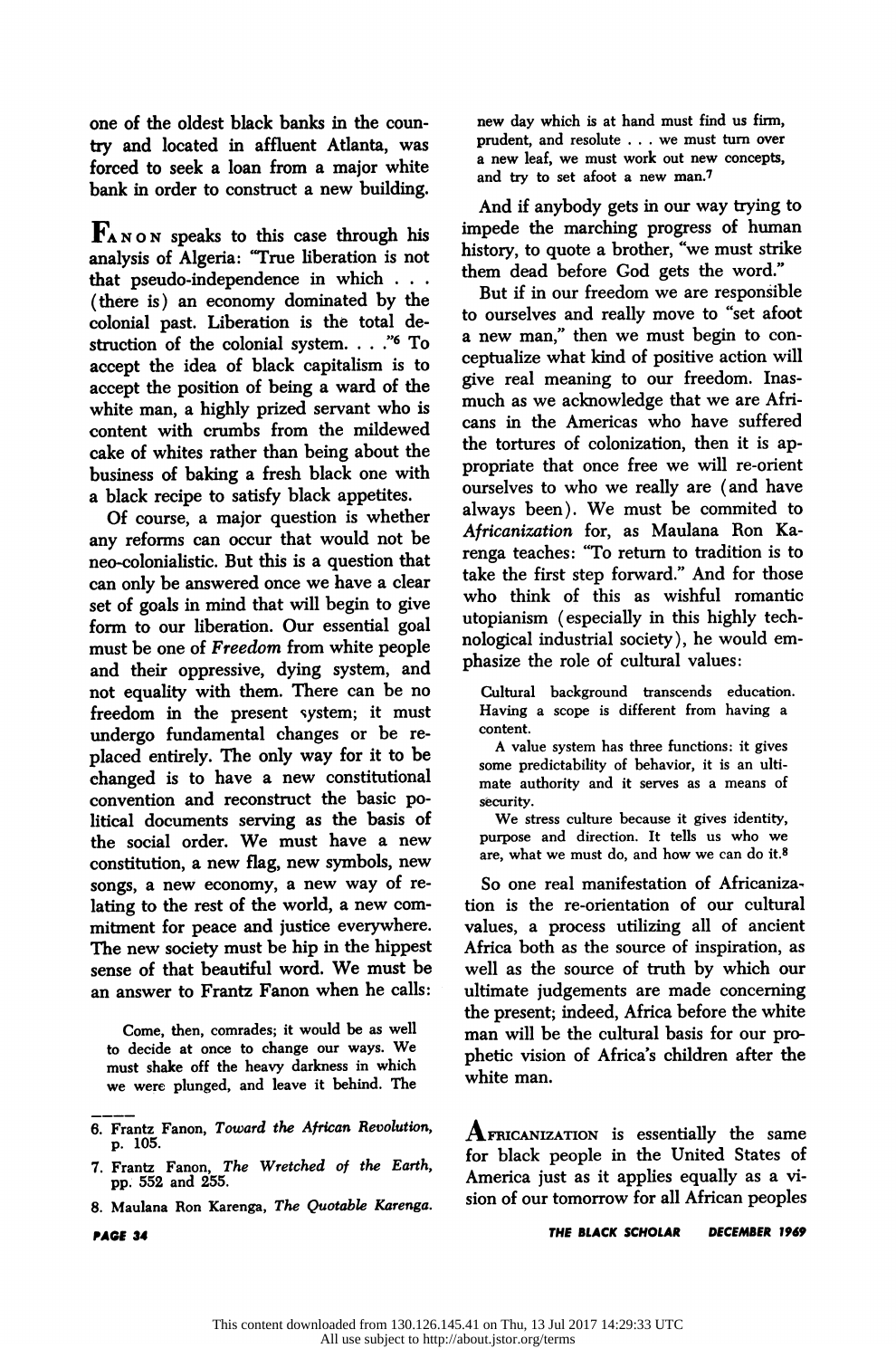one of the oldest black banks in the country and located in affluent Atlanta, was forced to seek a loan from a major white bank in order to construct a new building.

**F**ANON speaks to this case through his analysis of Algeria: "True liberation is not that pseudo-independence in which . . . (there is) an economy dominated by the colonial past. Liberation is the total destruction of the colonial system. . . ."[6] To accept the idea of black capitalism is to accept the position of being a ward of the white man, a highly prized servant who is content with crumbs from the mildewed cake of whites rather than being about the business of baking a fresh black one with a black recipe to satisfy black appetites.

Of course, a major question is whether any reforms can occur that would not be neo-colonialistic. But this is a question that can only be answered once we have a clear set of goals in mind that will begin to give form to our liberation. Our essential goal must be one of *Freedom* from white people and their oppressive, dying system, and not equality with them. There can be no freedom in the present system; it must undergo fundamental changes or be replaced entirely. The only way for it to be changed is to have a new constitutional convention and reconstruct the basic political documents serving as the basis of the social order. We must have a new constitution, a new flag, new symbols, new songs, a new economy, a new way of relating to the rest of the world, a new commitment for peace and justice everywhere. The new society must be hip in the hippest sense of that beautiful word. We must be an answer to Frantz Fanon when he calls:

> Come, then, comrades; it would be as well to decide at once to change our ways. We must shake off the heavy darkness in which we were plunged, and leave it behind. The new day which is at hand must find us firm, prudent, and resolute . . . we must turn over a new leaf, we must work out new concepts, and try to set afoot a new man.[7]

And if anybody gets in our way trying to impede the marching progress of human history, to quote a brother, "we must strike them dead before God gets the word."

But if in our freedom we are responsible to ourselves and really move to "set afoot a new man," then we must begin to conceptualize what kind of positive action will give real meaning to our freedom. Inasmuch as we acknowledge that we are Africans in the Americas who have suffered the tortures of colonization, then it is appropriate that once free we will re-orient ourselves to who we really are (and have always been). We must be commited to *Africanization* for, as Maulana Ron Karenga teaches: "To return to tradition is to take the first step forward." And for those who think of this as wishful romantic utopianism (especially in this highly technological industrial society), he would emphasize the role of cultural values:

> Cultural background transcends education. Having a scope is different from having a content.
>
> A value system has three functions: it gives some predictability of behavior, it is an ultimate authority and it serves as a means of security.
>
> We stress culture because it gives identity, purpose and direction. It tells us who we are, what we must do, and how we can do it.[8]

So one real manifestation of Africanization is the re-orientation of our cultural values, a process utilizing all of ancient Africa both as the source of inspiration, as well as the source of truth by which our ultimate judgements are made concerning the present; indeed, Africa before the white man will be the cultural basis for our prophetic vision of Africa's children after the white man.

**A**FRICANIZATION is essentially the same for black people in the United States of America just as it applies equally as a vision of our tomorrow for all African peoples

---

6. Frantz Fanon, *Toward the African Revolution*, p. 105.
7. Frantz Fanon, *The Wretched of the Earth*, pp. 552 and 255.
8. Maulana Ron Karenga, *The Quotable Karenga*.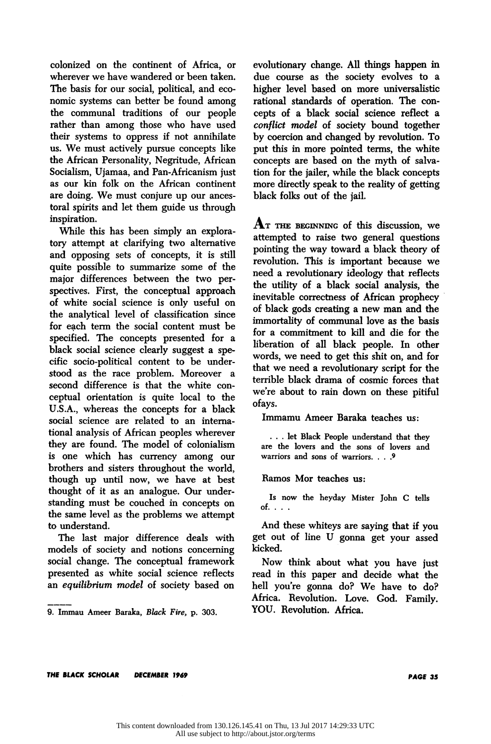colonized on the continent of Africa, or wherever we have wandered or been taken. The basis for our social, political, and economic systems can better be found among the communal traditions of our people rather than among those who have used their systems to oppress if not annihilate us. We must actively pursue concepts like the African Personality, Negritude, African Socialism, Ujamaa, and Pan-Africanism just as our kin folk on the African continent are doing. We must conjure up our ancestoral spirits and let them guide us through inspiration.

While this has been simply an exploratory attempt at clarifying two alternative and opposing sets of concepts, it is still quite possible to summarize some of the major differences between the two perspectives. First, the conceptual approach of white social science is only useful on the analytical level of classification since for each term the social content must be specified. The concepts presented for a black social science clearly suggest a specific socio-political content to be understood as the race problem. Moreover a second difference is that the white conceptual orientation is quite local to the U.S.A., whereas the concepts for a black social science are related to an international analysis of African peoples wherever they are found. The model of colonialism is one which has currency among our brothers and sisters throughout the world, though up until now, we have at best thought of it as an analogue. Our understanding must be couched in concepts on the same level as the problems we attempt to understand.

The last major difference deals with models of society and notions concerning social change. The conceptual framework presented as white social science reflects an *equilibrium model* of society based on evolutionary change. All things happen in due course as the society evolves to a higher level based on more universalistic rational standards of operation. The concepts of a black social science reflect a *conflict model* of society bound together by coercion and changed by revolution. To put this in more pointed terms, the white concepts are based on the myth of salvation for the jailer, while the black concepts more directly speak to the reality of getting black folks out of the jail.

AT THE BEGINNING of this discussion, we attempted to raise two general questions pointing the way toward a black theory of revolution. This is important because we need a revolutionary ideology that reflects the utility of a black social analysis, the inevitable correctness of African prophecy of black gods creating a new man and the immortality of communal love as the basis for a commitment to kill and die for the liberation of all black people. In other words, we need to get this shit on, and for that we need a revolutionary script for the terrible black drama of cosmic forces that we're about to rain down on these pitiful ofays.

Immamu Ameer Baraka teaches us:

> . . . let Black People understand that they are the lovers and the sons of lovers and warriors and sons of warriors. . . .[9]

Ramos Mor teaches us:

> Is now the heyday Mister John C tells of. . . .

And these whiteys are saying that if you get out of line U gonna get your assed kicked.

Now think about what you have just read in this paper and decide what the hell you're gonna do? We have to do? Africa. Revolution. Love. God. Family. YOU. Revolution. Africa.

---

9. Immau Ameer Baraka, *Black Fire*, p. 303.